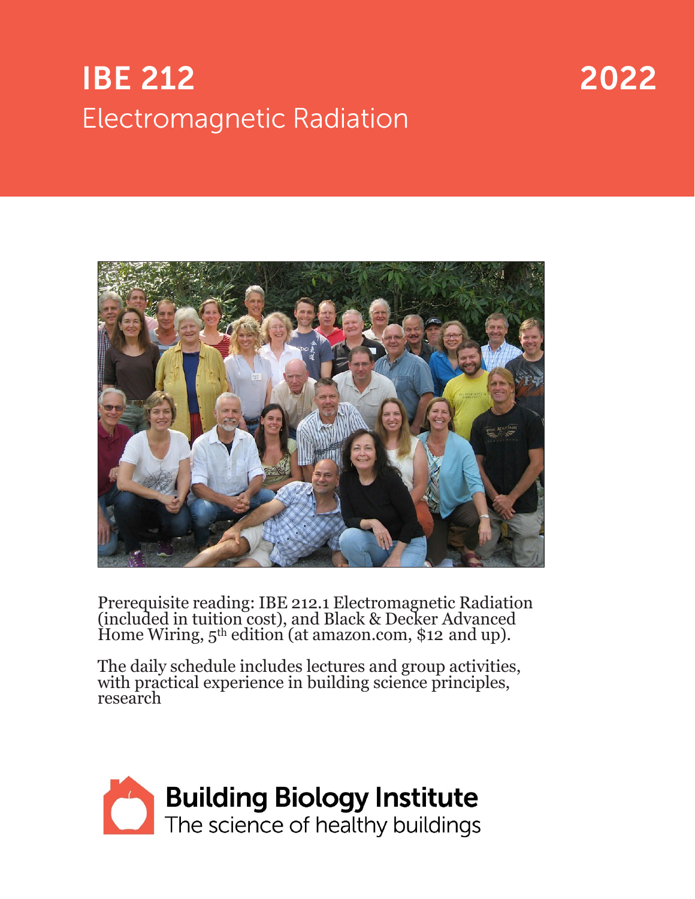# IBE 212

## Electromagnetic Radiation

2022

Prerequisite reading: IBE 212.1 Electromagnetic Radiation (included in tuition cost), and Black & Decker Advanced Home Wiring, 5th edition (at amazon.com, $12 and up).

The daily schedule includes lectures and group activities, with practical experience in building science principles, research

**Building Biology Institute**
The science of healthy buildings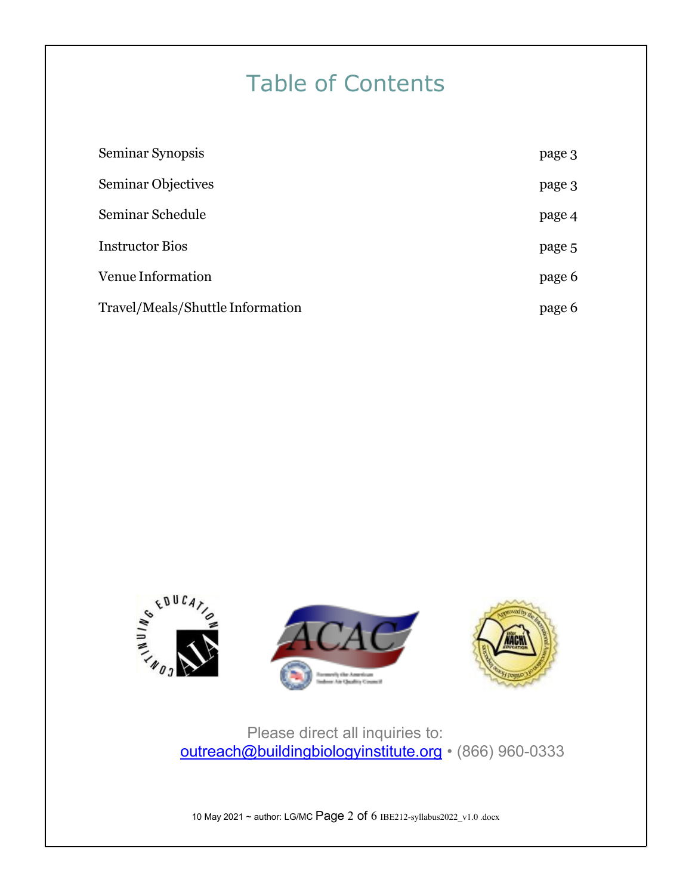# Table of Contents

| | |
|---|---|
| Seminar Synopsis | page 3 |
| Seminar Objectives | page 3 |
| Seminar Schedule | page 4 |
| Instructor Bios | page 5 |
| Venue Information | page 6 |
| Travel/Meals/Shuttle Information | page 6 |

Please direct all inquiries to:
outreach@buildingbiologyinstitute.org • (866) 960-0333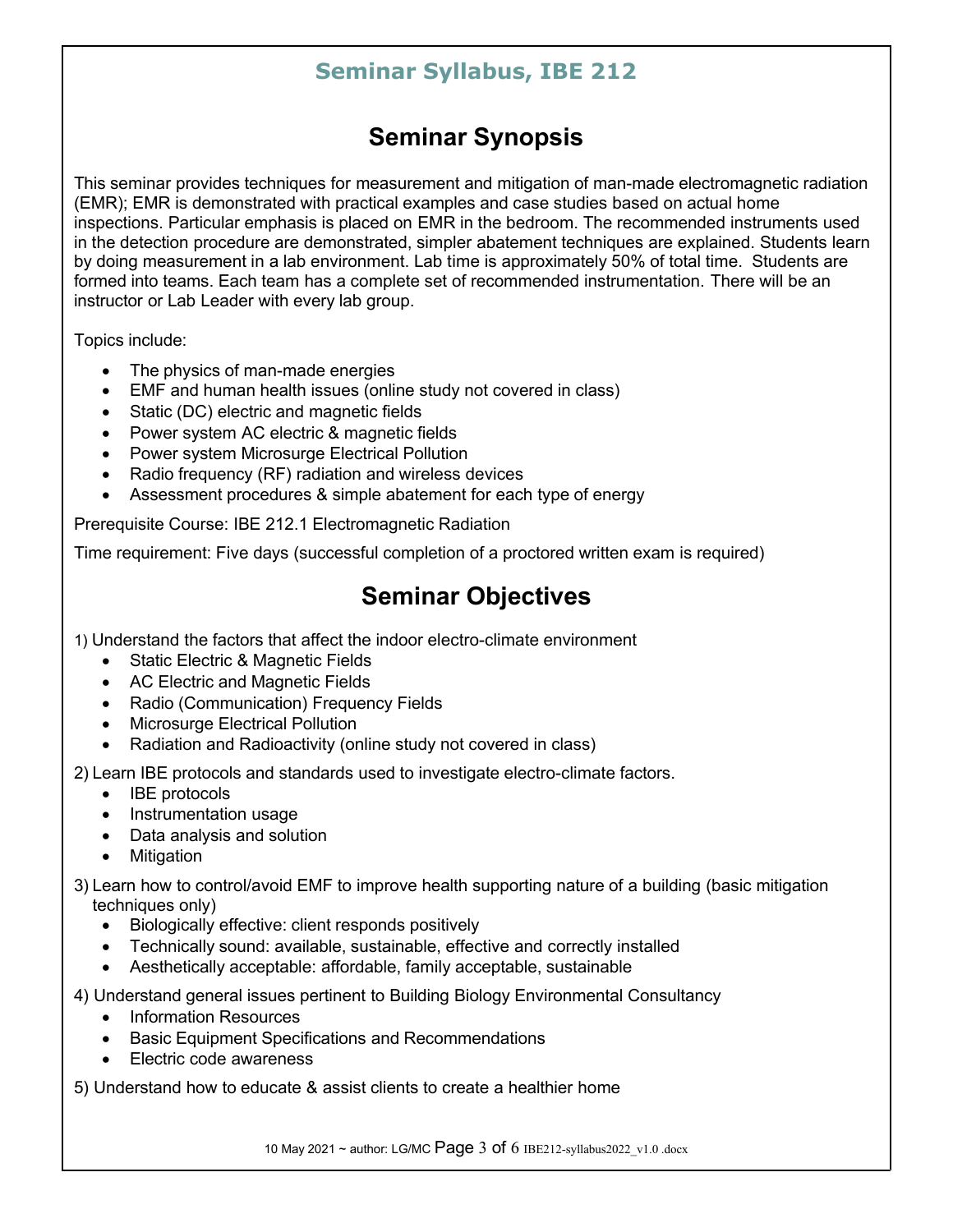## Seminar Syllabus, IBE 212

# Seminar Synopsis

This seminar provides techniques for measurement and mitigation of man-made electromagnetic radiation (EMR); EMR is demonstrated with practical examples and case studies based on actual home inspections. Particular emphasis is placed on EMR in the bedroom. The recommended instruments used in the detection procedure are demonstrated, simpler abatement techniques are explained. Students learn by doing measurement in a lab environment. Lab time is approximately 50% of total time. Students are formed into teams. Each team has a complete set of recommended instrumentation. There will be an instructor or Lab Leader with every lab group.

Topics include:

- The physics of man-made energies
- EMF and human health issues (online study not covered in class)
- Static (DC) electric and magnetic fields
- Power system AC electric & magnetic fields
- Power system Microsurge Electrical Pollution
- Radio frequency (RF) radiation and wireless devices
- Assessment procedures & simple abatement for each type of energy

Prerequisite Course: IBE 212.1 Electromagnetic Radiation

Time requirement: Five days (successful completion of a proctored written exam is required)

# Seminar Objectives

1) Understand the factors that affect the indoor electro-climate environment
   - Static Electric & Magnetic Fields
   - AC Electric and Magnetic Fields
   - Radio (Communication) Frequency Fields
   - Microsurge Electrical Pollution
   - Radiation and Radioactivity (online study not covered in class)

2) Learn IBE protocols and standards used to investigate electro-climate factors.
   - IBE protocols
   - Instrumentation usage
   - Data analysis and solution
   - Mitigation

3) Learn how to control/avoid EMF to improve health supporting nature of a building (basic mitigation techniques only)
   - Biologically effective: client responds positively
   - Technically sound: available, sustainable, effective and correctly installed
   - Aesthetically acceptable: affordable, family acceptable, sustainable

4) Understand general issues pertinent to Building Biology Environmental Consultancy
   - Information Resources
   - Basic Equipment Specifications and Recommendations
   - Electric code awareness

5) Understand how to educate & assist clients to create a healthier home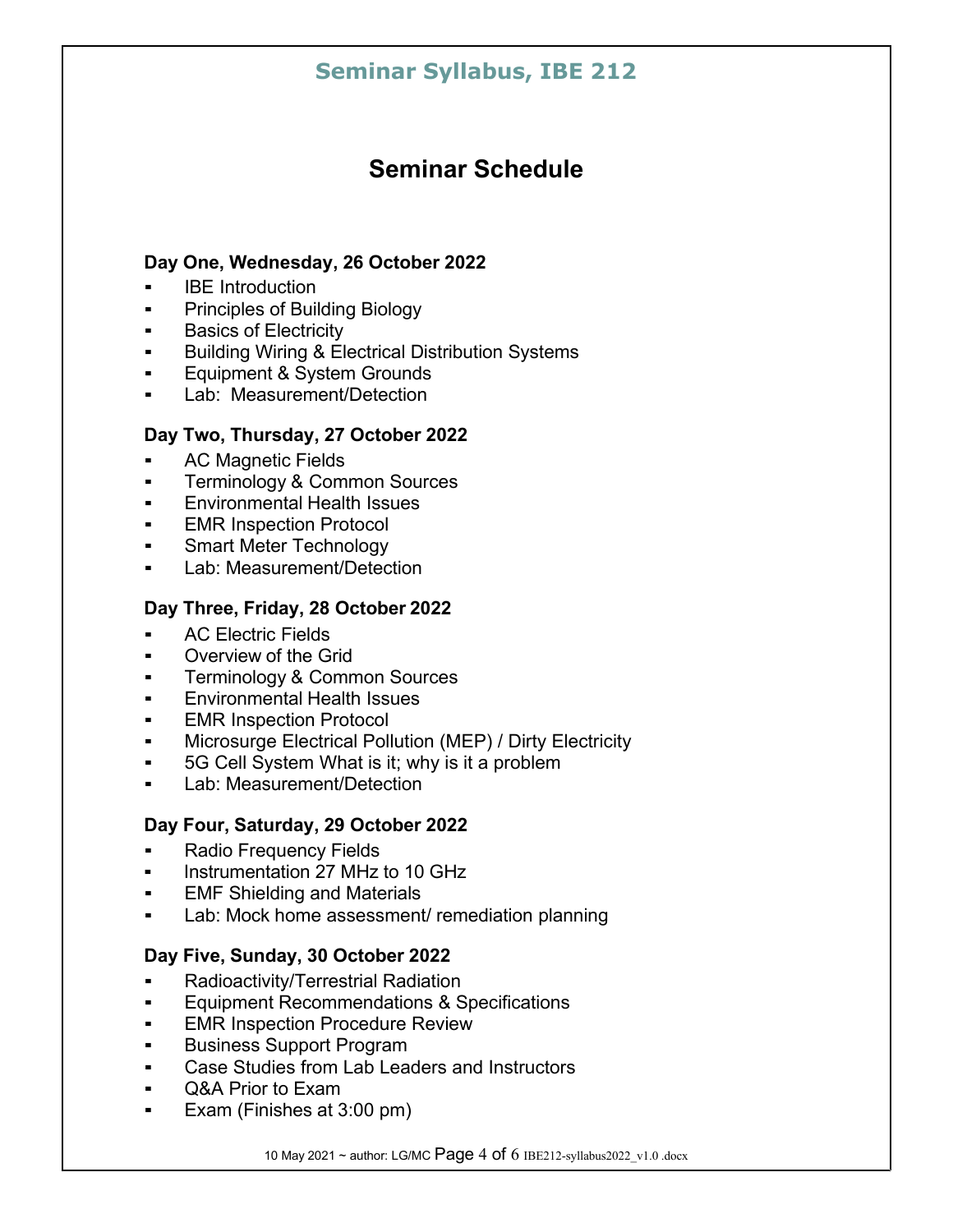# Seminar Schedule

**Day One, Wednesday, 26 October 2022**

- IBE Introduction
- Principles of Building Biology
- Basics of Electricity
- Building Wiring & Electrical Distribution Systems
- Equipment & System Grounds
- Lab: Measurement/Detection

**Day Two, Thursday, 27 October 2022**

- AC Magnetic Fields
- Terminology & Common Sources
- Environmental Health Issues
- EMR Inspection Protocol
- Smart Meter Technology
- Lab: Measurement/Detection

**Day Three, Friday, 28 October 2022**

- AC Electric Fields
- Overview of the Grid
- Terminology & Common Sources
- Environmental Health Issues
- EMR Inspection Protocol
- Microsurge Electrical Pollution (MEP) / Dirty Electricity
- 5G Cell System What is it; why is it a problem
- Lab: Measurement/Detection

**Day Four, Saturday, 29 October 2022**

- Radio Frequency Fields
- Instrumentation 27 MHz to 10 GHz
- EMF Shielding and Materials
- Lab: Mock home assessment/ remediation planning

**Day Five, Sunday, 30 October 2022**

- Radioactivity/Terrestrial Radiation
- Equipment Recommendations & Specifications
- EMR Inspection Procedure Review
- Business Support Program
- Case Studies from Lab Leaders and Instructors
- Q&A Prior to Exam
- Exam (Finishes at 3:00 pm)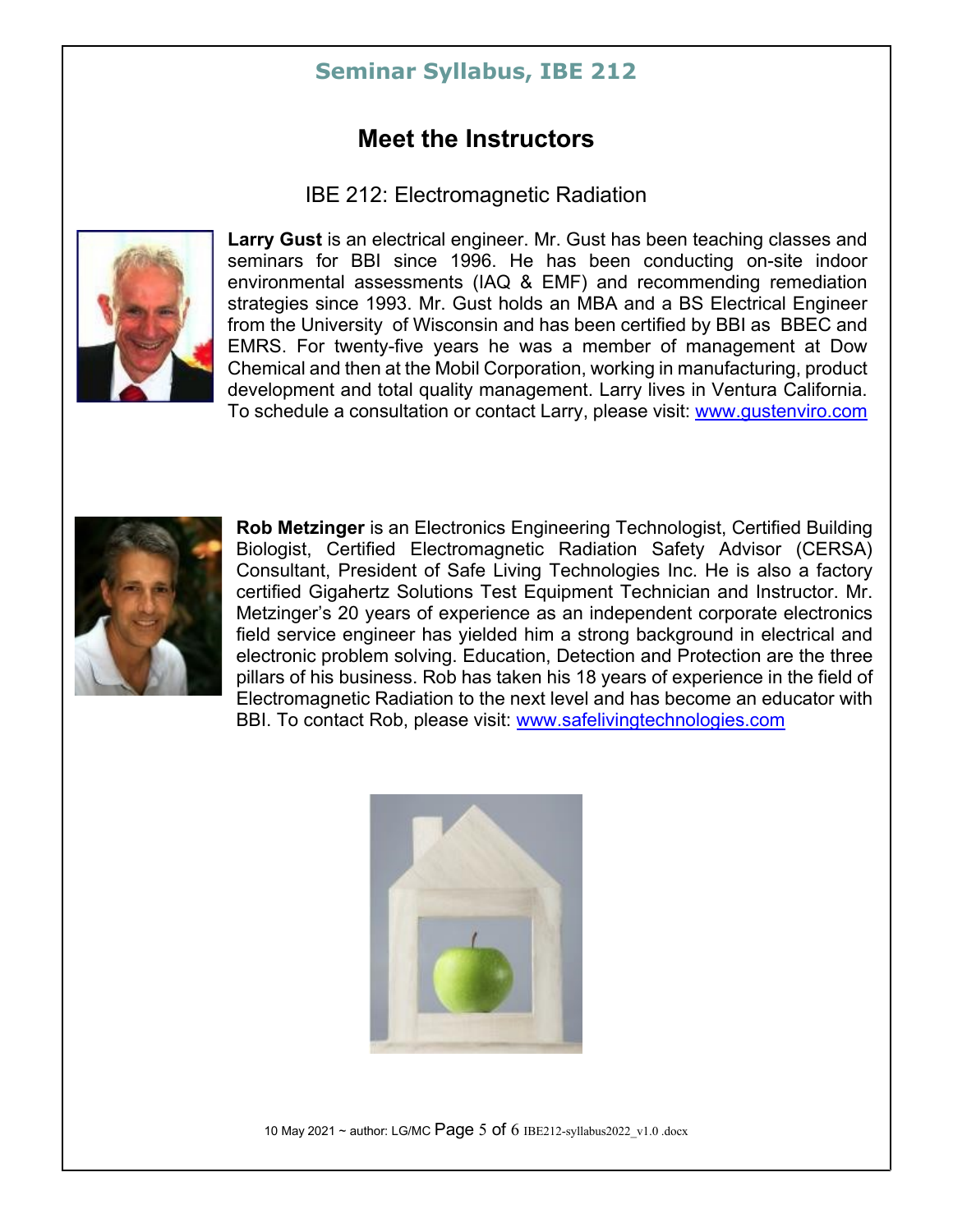## Seminar Syllabus, IBE 212

# Meet the Instructors

IBE 212: Electromagnetic Radiation

**Larry Gust** is an electrical engineer. Mr. Gust has been teaching classes and seminars for BBI since 1996. He has been conducting on-site indoor environmental assessments (IAQ & EMF) and recommending remediation strategies since 1993. Mr. Gust holds an MBA and a BS Electrical Engineer from the University of Wisconsin and has been certified by BBI as BBEC and EMRS. For twenty-five years he was a member of management at Dow Chemical and then at the Mobil Corporation, working in manufacturing, product development and total quality management. Larry lives in Ventura California. To schedule a consultation or contact Larry, please visit: www.gustenviro.com

**Rob Metzinger** is an Electronics Engineering Technologist, Certified Building Biologist, Certified Electromagnetic Radiation Safety Advisor (CERSA) Consultant, President of Safe Living Technologies Inc. He is also a factory certified Gigahertz Solutions Test Equipment Technician and Instructor. Mr. Metzinger's 20 years of experience as an independent corporate electronics field service engineer has yielded him a strong background in electrical and electronic problem solving. Education, Detection and Protection are the three pillars of his business. Rob has taken his 18 years of experience in the field of Electromagnetic Radiation to the next level and has become an educator with BBI. To contact Rob, please visit: www.safelivingtechnologies.com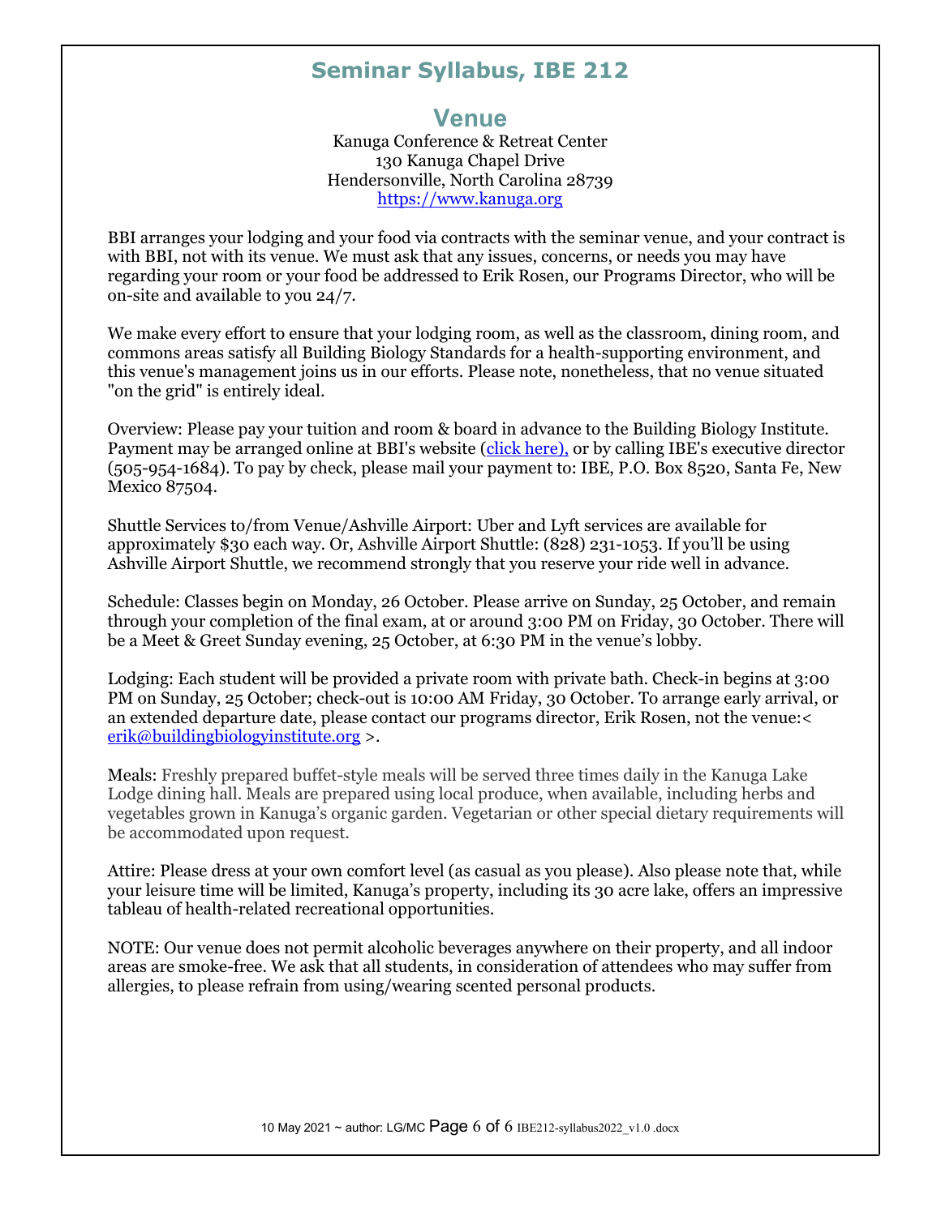# Seminar Syllabus, IBE 212

## Venue

Kanuga Conference & Retreat Center
130 Kanuga Chapel Drive
Hendersonville, North Carolina 28739
https://www.kanuga.org

BBI arranges your lodging and your food via contracts with the seminar venue, and your contract is with BBI, not with its venue. We must ask that any issues, concerns, or needs you may have regarding your room or your food be addressed to Erik Rosen, our Programs Director, who will be on-site and available to you 24/7.

We make every effort to ensure that your lodging room, as well as the classroom, dining room, and commons areas satisfy all Building Biology Standards for a health-supporting environment, and this venue's management joins us in our efforts. Please note, nonetheless, that no venue situated "on the grid" is entirely ideal.

Overview: Please pay your tuition and room & board in advance to the Building Biology Institute. Payment may be arranged online at BBI's website (click here), or by calling IBE's executive director (505-954-1684). To pay by check, please mail your payment to: IBE, P.O. Box 8520, Santa Fe, New Mexico 87504.

Shuttle Services to/from Venue/Ashville Airport: Uber and Lyft services are available for approximately $30 each way. Or, Ashville Airport Shuttle: (828) 231-1053. If you'll be using Ashville Airport Shuttle, we recommend strongly that you reserve your ride well in advance.

Schedule: Classes begin on Monday, 26 October. Please arrive on Sunday, 25 October, and remain through your completion of the final exam, at or around 3:00 PM on Friday, 30 October. There will be a Meet & Greet Sunday evening, 25 October, at 6:30 PM in the venue's lobby.

Lodging: Each student will be provided a private room with private bath. Check-in begins at 3:00 PM on Sunday, 25 October; check-out is 10:00 AM Friday, 30 October. To arrange early arrival, or an extended departure date, please contact our programs director, Erik Rosen, not the venue:< erik@buildingbiologyinstitute.org >.

Meals: Freshly prepared buffet-style meals will be served three times daily in the Kanuga Lake Lodge dining hall. Meals are prepared using local produce, when available, including herbs and vegetables grown in Kanuga's organic garden. Vegetarian or other special dietary requirements will be accommodated upon request.

Attire: Please dress at your own comfort level (as casual as you please). Also please note that, while your leisure time will be limited, Kanuga's property, including its 30 acre lake, offers an impressive tableau of health-related recreational opportunities.

NOTE: Our venue does not permit alcoholic beverages anywhere on their property, and all indoor areas are smoke-free. We ask that all students, in consideration of attendees who may suffer from allergies, to please refrain from using/wearing scented personal products.